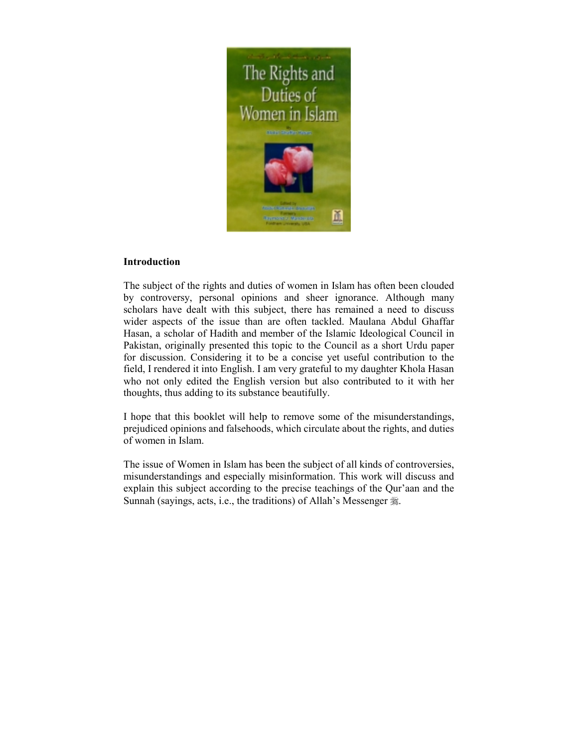**Introduction**

The subject of the rights and duties of women in Islam has often been clouded by controversy, personal opinions and sheer ignorance. Although many scholars have dealt with this subject, there has remained a need to discuss wider aspects of the issue than are often tackled. Maulana Abdul Ghaffar Hasan, a scholar of Hadith and member of the Islamic Ideological Council in Pakistan, originally presented this topic to the Council as a short Urdu paper for discussion. Considering it to be a concise yet useful contribution to the field, I rendered it into English. I am very grateful to my daughter Khola Hasan who not only edited the English version but also contributed to it with her thoughts, thus adding to its substance beautifully.

I hope that this booklet will help to remove some of the misunderstandings, prejudiced opinions and falsehoods, which circulate about the rights, and duties of women in Islam.

The issue of Women in Islam has been the subject of all kinds of controversies, misunderstandings and especially misinformation. This work will discuss and explain this subject according to the precise teachings of the Qur'aan and the Sunnah (sayings, acts, i.e., the traditions) of Allah's Messenger ﷺ.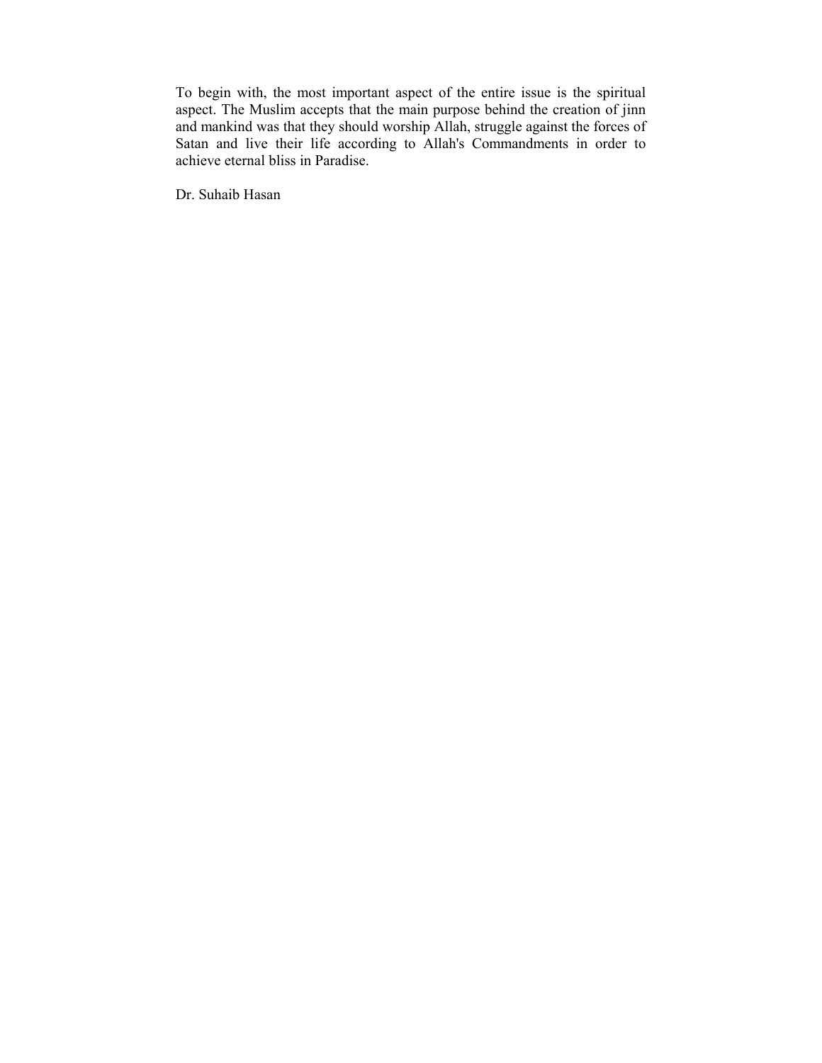To begin with, the most important aspect of the entire issue is the spiritual aspect. The Muslim accepts that the main purpose behind the creation of jinn and mankind was that they should worship Allah, struggle against the forces of Satan and live their life according to Allah's Commandments in order to achieve eternal bliss in Paradise.

Dr. Suhaib Hasan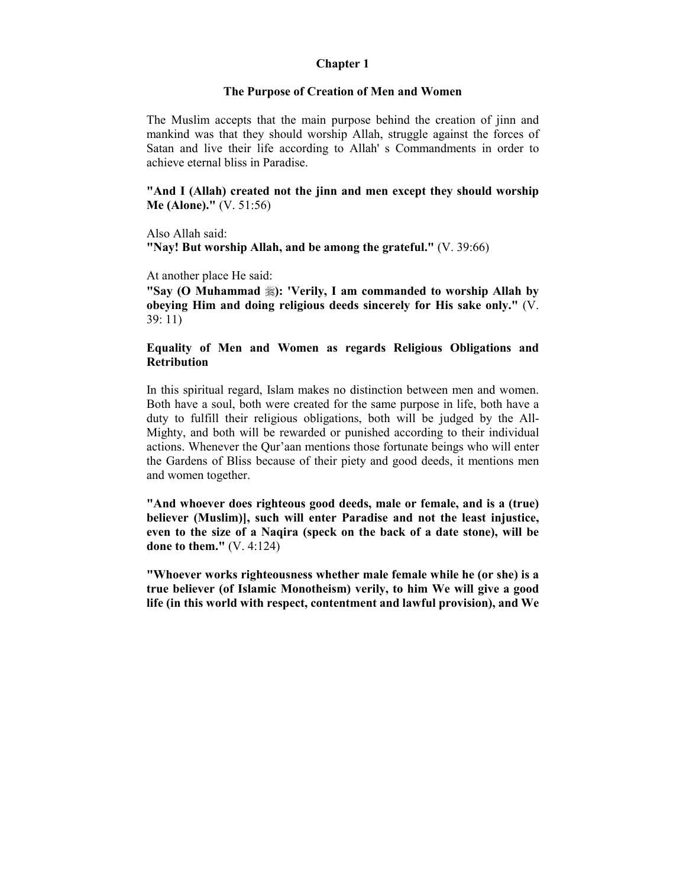# Chapter 1

## The Purpose of Creation of Men and Women

The Muslim accepts that the main purpose behind the creation of jinn and mankind was that they should worship Allah, struggle against the forces of Satan and live their life according to Allah' s Commandments in order to achieve eternal bliss in Paradise.

**"And I (Allah) created not the jinn and men except they should worship Me (Alone)."** (V. 51:56)

Also Allah said:
**"Nay! But worship Allah, and be among the grateful."** (V. 39:66)

At another place He said:
**"Say (O Muhammad ﷺ): 'Verily, I am commanded to worship Allah by obeying Him and doing religious deeds sincerely for His sake only."** (V. 39: 11)

### Equality of Men and Women as regards Religious Obligations and Retribution

In this spiritual regard, Islam makes no distinction between men and women. Both have a soul, both were created for the same purpose in life, both have a duty to fulfill their religious obligations, both will be judged by the All-Mighty, and both will be rewarded or punished according to their individual actions. Whenever the Qur'aan mentions those fortunate beings who will enter the Gardens of Bliss because of their piety and good deeds, it mentions men and women together.

**"And whoever does righteous good deeds, male or female, and is a (true) believer (Muslim)], such will enter Paradise and not the least injustice, even to the size of a Naqira (speck on the back of a date stone), will be done to them."** (V. 4:124)

**"Whoever works righteousness whether male female while he (or she) is a true believer (of Islamic Monotheism) verily, to him We will give a good life (in this world with respect, contentment and lawful provision), and We**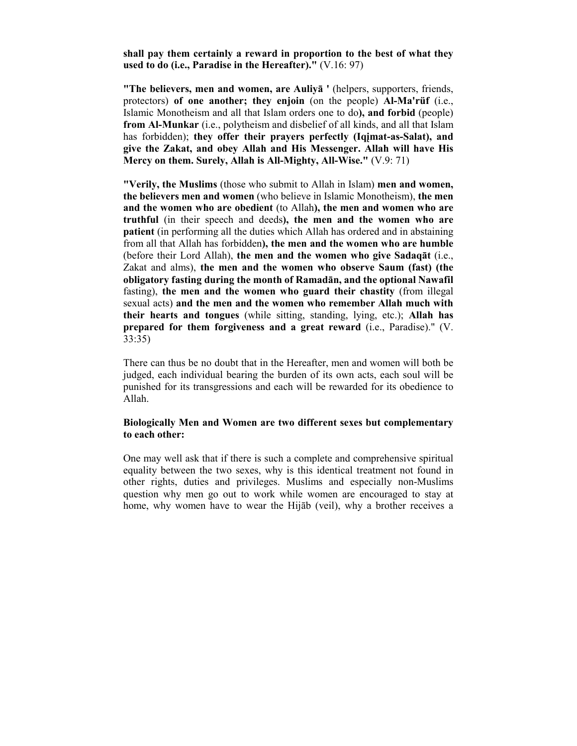**shall pay them certainly a reward in proportion to the best of what they used to do (i.e., Paradise in the Hereafter)."** (V.16: 97)

**"The believers, men and women, are Auliyā '** (helpers, supporters, friends, protectors) **of one another; they enjoin** (on the people) **Al-Ma'rūf** (i.e., Islamic Monotheism and all that Islam orders one to do**), and forbid** (people) **from Al-Munkar** (i.e., polytheism and disbelief of all kinds, and all that Islam has forbidden); **they offer their prayers perfectly (Iqāmat-as-Salat), and give the Zakat, and obey Allah and His Messenger. Allah will have His Mercy on them. Surely, Allah is All-Mighty, All-Wise."** (V.9: 71)

**"Verily, the Muslims** (those who submit to Allah in Islam) **men and women, the believers men and women** (who believe in Islamic Monotheism), **the men and the women who are obedient** (to Allah**), the men and women who are truthful** (in their speech and deeds**), the men and the women who are patient** (in performing all the duties which Allah has ordered and in abstaining from all that Allah has forbidden**), the men and the women who are humble** (before their Lord Allah), **the men and the women who give Sadaqāt** (i.e., Zakat and alms), **the men and the women who observe Saum (fast) (the obligatory fasting during the month of Ramadān, and the optional Nawafil** fasting), **the men and the women who guard their chastity** (from illegal sexual acts) **and the men and the women who remember Allah much with their hearts and tongues** (while sitting, standing, lying, etc.); **Allah has prepared for them forgiveness and a great reward** (i.e., Paradise)." (V. 33:35)

There can thus be no doubt that in the Hereafter, men and women will both be judged, each individual bearing the burden of its own acts, each soul will be punished for its transgressions and each will be rewarded for its obedience to Allah.

**Biologically Men and Women are two different sexes but complementary to each other:**

One may well ask that if there is such a complete and comprehensive spiritual equality between the two sexes, why is this identical treatment not found in other rights, duties and privileges. Muslims and especially non-Muslims question why men go out to work while women are encouraged to stay at home, why women have to wear the Hijāb (veil), why a brother receives a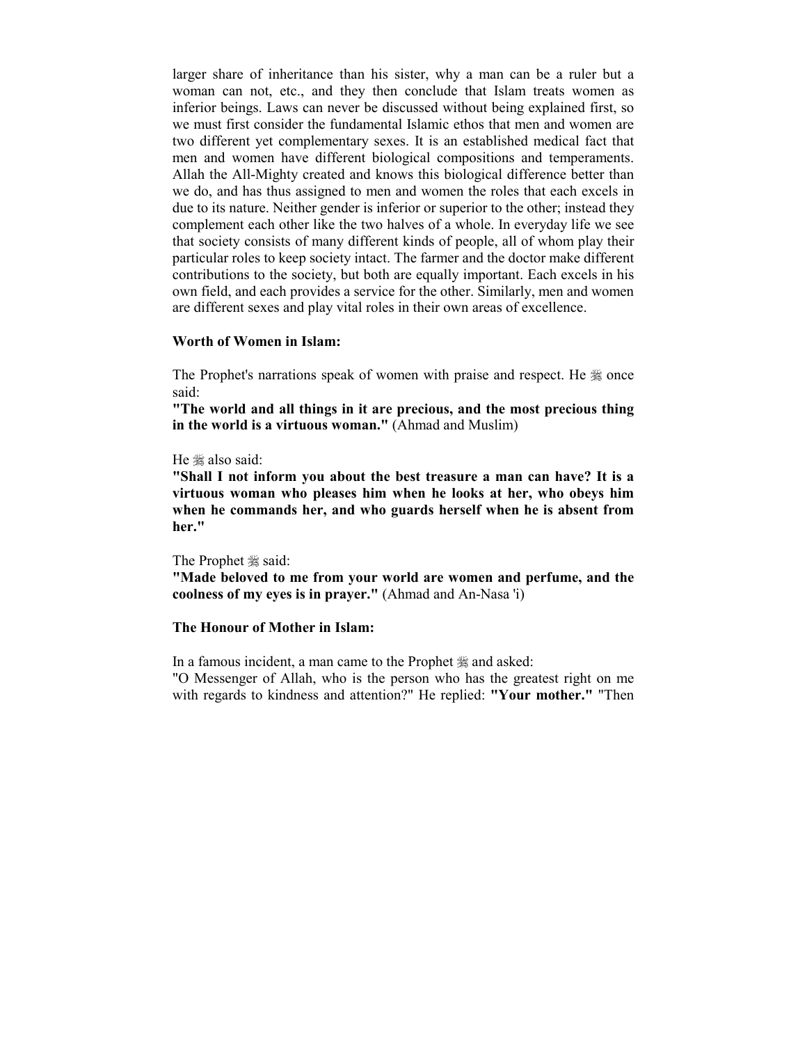larger share of inheritance than his sister, why a man can be a ruler but a woman can not, etc., and they then conclude that Islam treats women as inferior beings. Laws can never be discussed without being explained first, so we must first consider the fundamental Islamic ethos that men and women are two different yet complementary sexes. It is an established medical fact that men and women have different biological compositions and temperaments. Allah the All-Mighty created and knows this biological difference better than we do, and has thus assigned to men and women the roles that each excels in due to its nature. Neither gender is inferior or superior to the other; instead they complement each other like the two halves of a whole. In everyday life we see that society consists of many different kinds of people, all of whom play their particular roles to keep society intact. The farmer and the doctor make different contributions to the society, but both are equally important. Each excels in his own field, and each provides a service for the other. Similarly, men and women are different sexes and play vital roles in their own areas of excellence.

**Worth of Women in Islam:**

The Prophet's narrations speak of women with praise and respect. He ﷺ once said:

**"The world and all things in it are precious, and the most precious thing in the world is a virtuous woman."** (Ahmad and Muslim)

He ﷺ also said:

**"Shall I not inform you about the best treasure a man can have? It is a virtuous woman who pleases him when he looks at her, who obeys him when he commands her, and who guards herself when he is absent from her."**

The Prophet ﷺ said:

**"Made beloved to me from your world are women and perfume, and the coolness of my eyes is in prayer."** (Ahmad and An-Nasa 'i)

**The Honour of Mother in Islam:**

In a famous incident, a man came to the Prophet ﷺ and asked:

"O Messenger of Allah, who is the person who has the greatest right on me with regards to kindness and attention?" He replied: **"Your mother."** "Then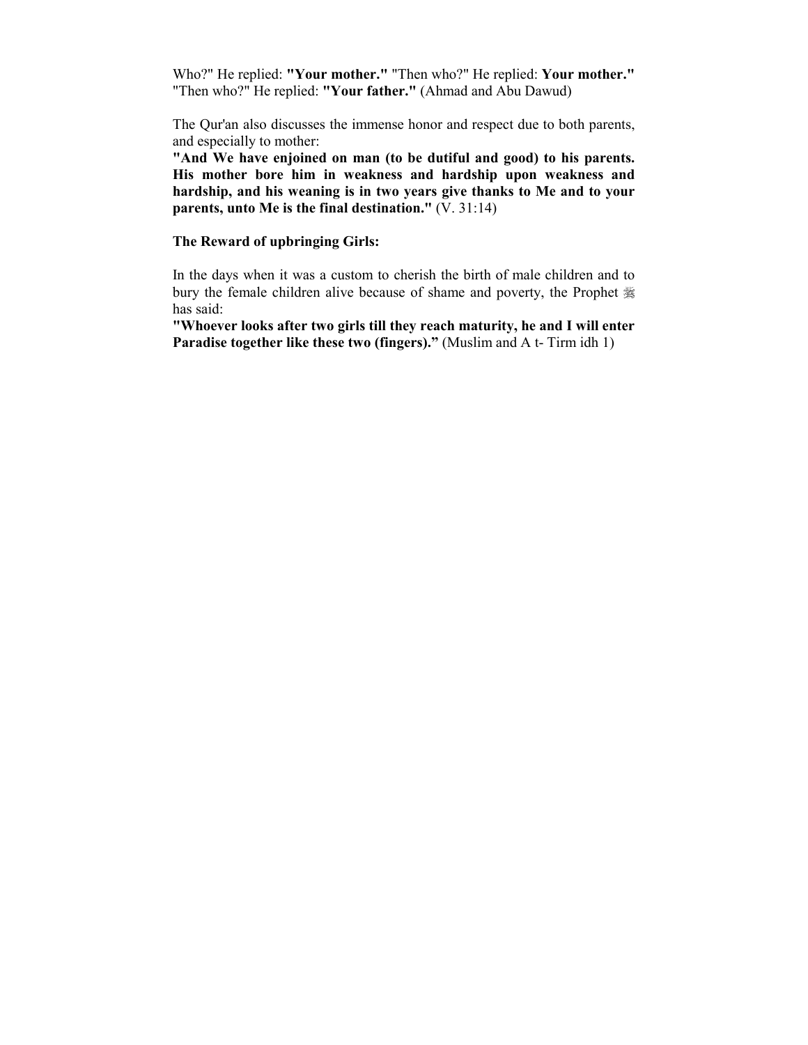Who?" He replied: **"Your mother."** "Then who?" He replied: **Your mother."** "Then who?" He replied: **"Your father."** (Ahmad and Abu Dawud)

The Qur'an also discusses the immense honor and respect due to both parents, and especially to mother:

**"And We have enjoined on man (to be dutiful and good) to his parents. His mother bore him in weakness and hardship upon weakness and hardship, and his weaning is in two years give thanks to Me and to your parents, unto Me is the final destination."** (V. 31:14)

**The Reward of upbringing Girls:**

In the days when it was a custom to cherish the birth of male children and to bury the female children alive because of shame and poverty, the Prophet ﷺ has said:

**"Whoever looks after two girls till they reach maturity, he and I will enter Paradise together like these two (fingers)."** (Muslim and A t- Tirm idh 1)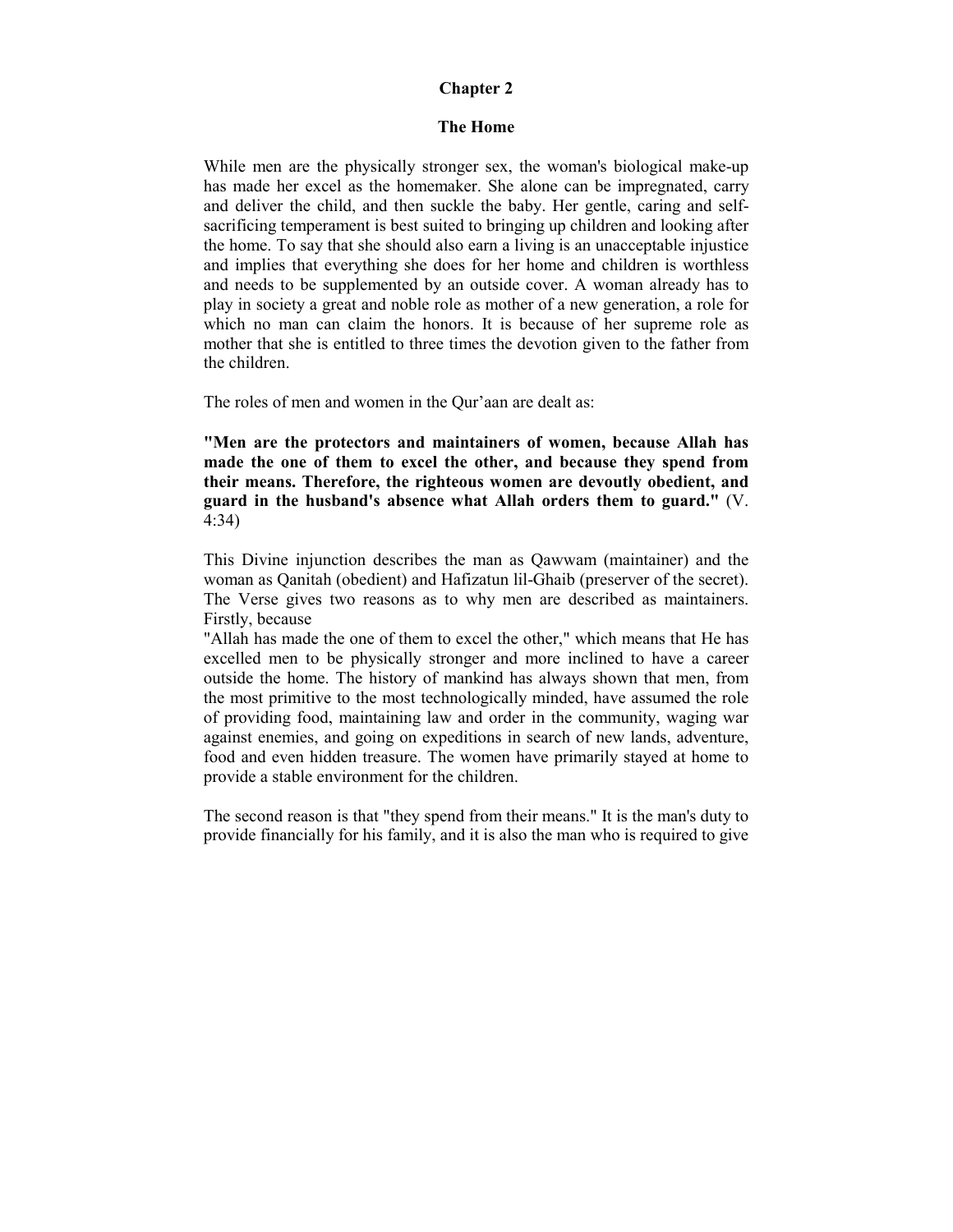## Chapter 2

## The Home

While men are the physically stronger sex, the woman's biological make-up has made her excel as the homemaker. She alone can be impregnated, carry and deliver the child, and then suckle the baby. Her gentle, caring and self-sacrificing temperament is best suited to bringing up children and looking after the home. To say that she should also earn a living is an unacceptable injustice and implies that everything she does for her home and children is worthless and needs to be supplemented by an outside cover. A woman already has to play in society a great and noble role as mother of a new generation, a role for which no man can claim the honors. It is because of her supreme role as mother that she is entitled to three times the devotion given to the father from the children.

The roles of men and women in the Qur'aan are dealt as:

**"Men are the protectors and maintainers of women, because Allah has made the one of them to excel the other, and because they spend from their means. Therefore, the righteous women are devoutly obedient, and guard in the husband's absence what Allah orders them to guard."** (V. 4:34)

This Divine injunction describes the man as Qawwam (maintainer) and the woman as Qanitah (obedient) and Hafizatun lil-Ghaib (preserver of the secret). The Verse gives two reasons as to why men are described as maintainers. Firstly, because
"Allah has made the one of them to excel the other," which means that He has excelled men to be physically stronger and more inclined to have a career outside the home. The history of mankind has always shown that men, from the most primitive to the most technologically minded, have assumed the role of providing food, maintaining law and order in the community, waging war against enemies, and going on expeditions in search of new lands, adventure, food and even hidden treasure. The women have primarily stayed at home to provide a stable environment for the children.

The second reason is that "they spend from their means." It is the man's duty to provide financially for his family, and it is also the man who is required to give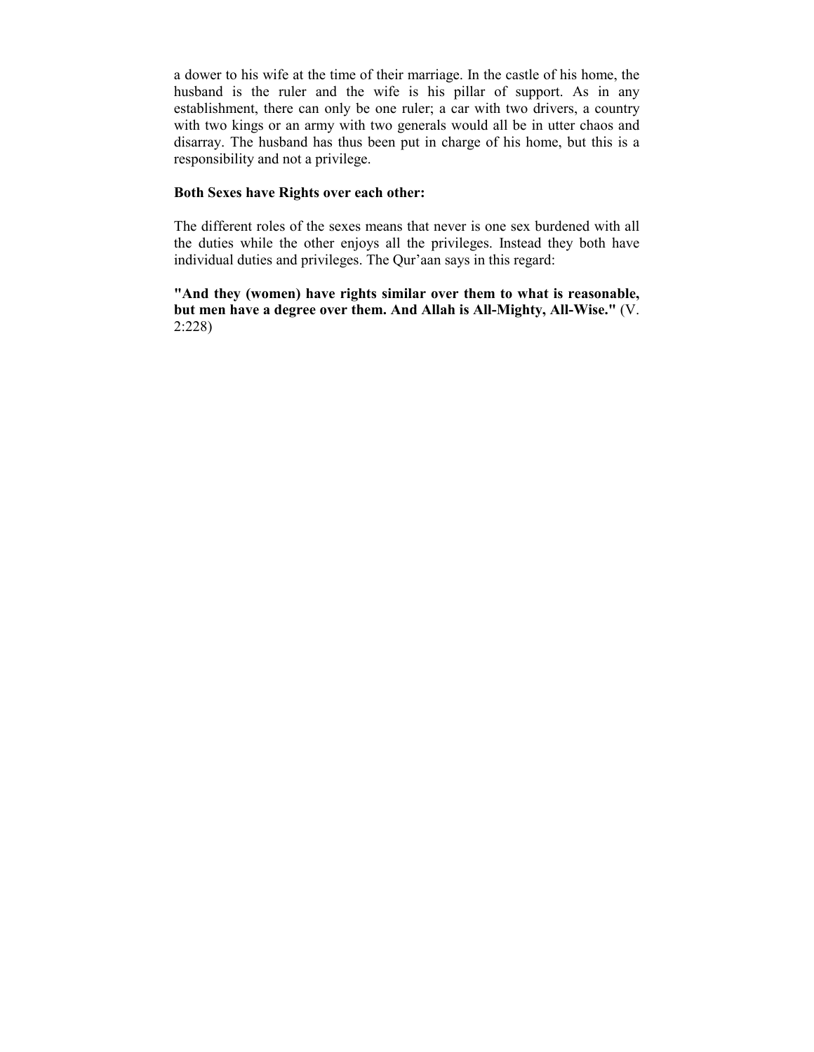a dower to his wife at the time of their marriage. In the castle of his home, the husband is the ruler and the wife is his pillar of support. As in any establishment, there can only be one ruler; a car with two drivers, a country with two kings or an army with two generals would all be in utter chaos and disarray. The husband has thus been put in charge of his home, but this is a responsibility and not a privilege.

**Both Sexes have Rights over each other:**

The different roles of the sexes means that never is one sex burdened with all the duties while the other enjoys all the privileges. Instead they both have individual duties and privileges. The Qur'aan says in this regard:

**"And they (women) have rights similar over them to what is reasonable, but men have a degree over them. And Allah is All-Mighty, All-Wise."** (V. 2:228)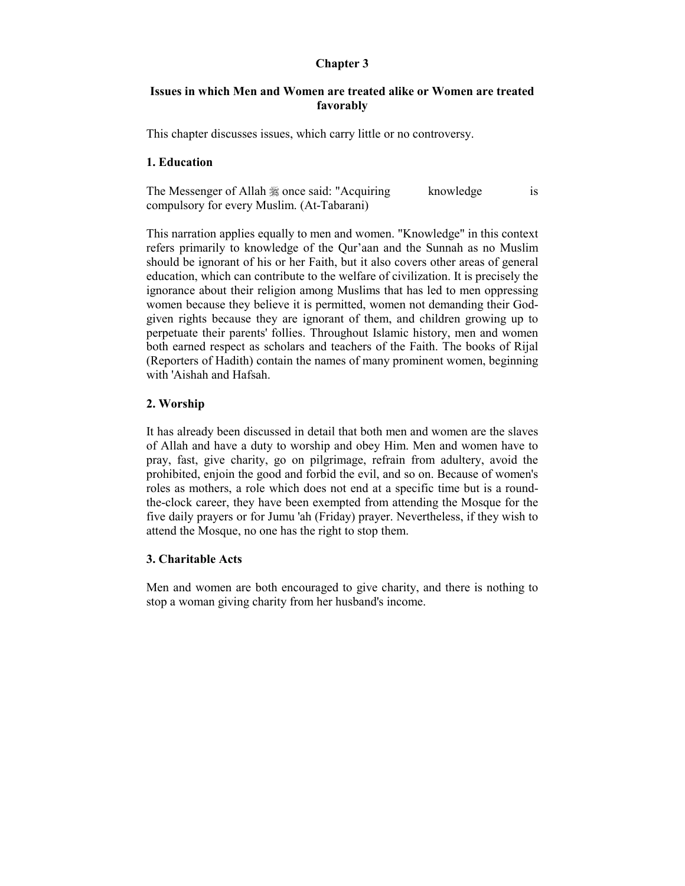## Chapter 3

### Issues in which Men and Women are treated alike or Women are treated favorably

This chapter discusses issues, which carry little or no controversy.

#### 1. Education

The Messenger of Allah ﷺ once said: "Acquiring knowledge is compulsory for every Muslim. (At-Tabarani)

This narration applies equally to men and women. "Knowledge" in this context refers primarily to knowledge of the Qur'aan and the Sunnah as no Muslim should be ignorant of his or her Faith, but it also covers other areas of general education, which can contribute to the welfare of civilization. It is precisely the ignorance about their religion among Muslims that has led to men oppressing women because they believe it is permitted, women not demanding their God-given rights because they are ignorant of them, and children growing up to perpetuate their parents' follies. Throughout Islamic history, men and women both earned respect as scholars and teachers of the Faith. The books of Rijal (Reporters of Hadith) contain the names of many prominent women, beginning with 'Aishah and Hafsah.

#### 2. Worship

It has already been discussed in detail that both men and women are the slaves of Allah and have a duty to worship and obey Him. Men and women have to pray, fast, give charity, go on pilgrimage, refrain from adultery, avoid the prohibited, enjoin the good and forbid the evil, and so on. Because of women's roles as mothers, a role which does not end at a specific time but is a round-the-clock career, they have been exempted from attending the Mosque for the five daily prayers or for Jumu 'ah (Friday) prayer. Nevertheless, if they wish to attend the Mosque, no one has the right to stop them.

#### 3. Charitable Acts

Men and women are both encouraged to give charity, and there is nothing to stop a woman giving charity from her husband's income.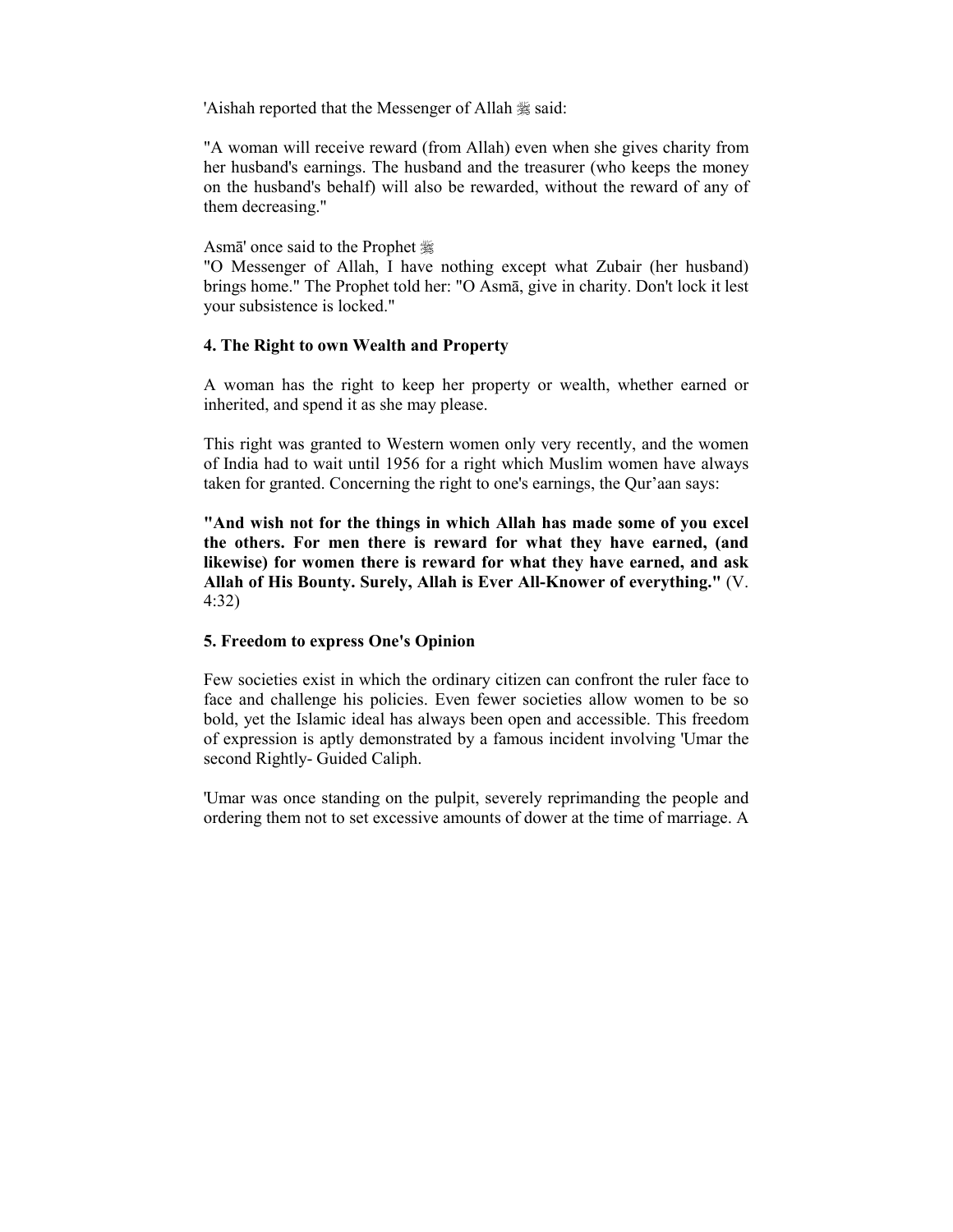'Aishah reported that the Messenger of Allah ﷺ said:

"A woman will receive reward (from Allah) even when she gives charity from her husband's earnings. The husband and the treasurer (who keeps the money on the husband's behalf) will also be rewarded, without the reward of any of them decreasing."

Asmā' once said to the Prophet ﷺ
"O Messenger of Allah, I have nothing except what Zubair (her husband) brings home." The Prophet told her: "O Asmā, give in charity. Don't lock it lest your subsistence is locked."

**4. The Right to own Wealth and Property**

A woman has the right to keep her property or wealth, whether earned or inherited, and spend it as she may please.

This right was granted to Western women only very recently, and the women of India had to wait until 1956 for a right which Muslim women have always taken for granted. Concerning the right to one's earnings, the Qur'aan says:

**"And wish not for the things in which Allah has made some of you excel the others. For men there is reward for what they have earned, (and likewise) for women there is reward for what they have earned, and ask Allah of His Bounty. Surely, Allah is Ever All-Knower of everything."** (V. 4:32)

**5. Freedom to express One's Opinion**

Few societies exist in which the ordinary citizen can confront the ruler face to face and challenge his policies. Even fewer societies allow women to be so bold, yet the Islamic ideal has always been open and accessible. This freedom of expression is aptly demonstrated by a famous incident involving 'Umar the second Rightly- Guided Caliph.

'Umar was once standing on the pulpit, severely reprimanding the people and ordering them not to set excessive amounts of dower at the time of marriage. A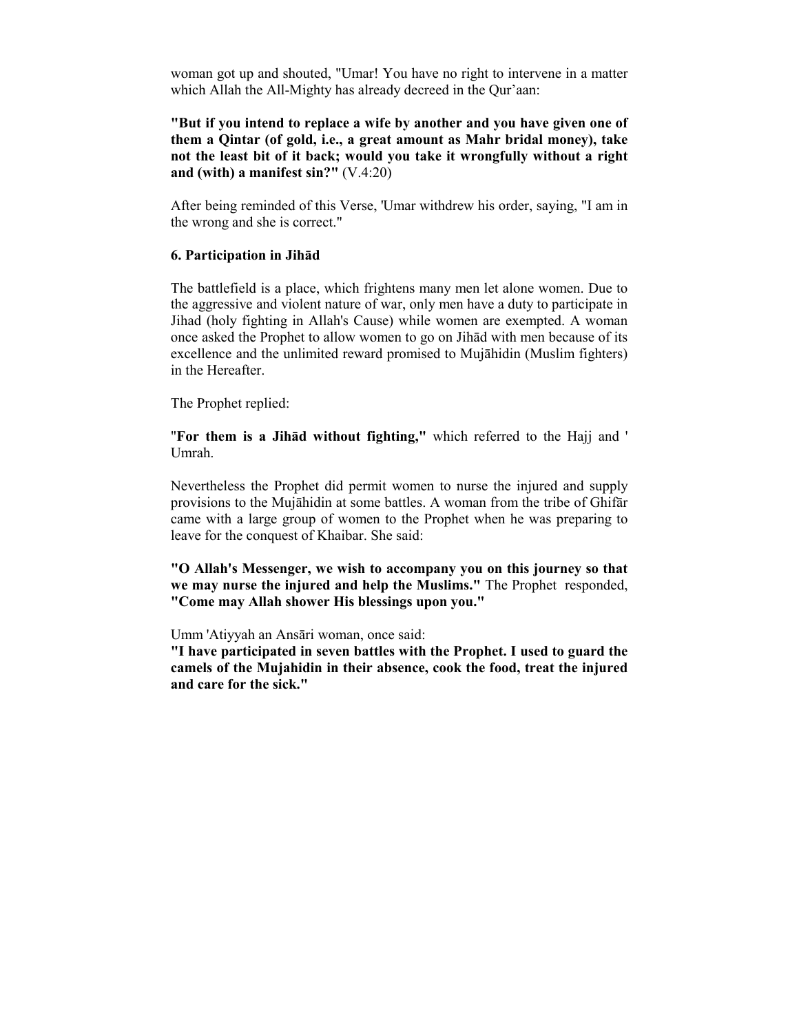woman got up and shouted, "Umar! You have no right to intervene in a matter which Allah the All-Mighty has already decreed in the Qur'aan:

**"But if you intend to replace a wife by another and you have given one of them a Qintar (of gold, i.e., a great amount as Mahr bridal money), take not the least bit of it back; would you take it wrongfully without a right and (with) a manifest sin?"** (V.4:20)

After being reminded of this Verse, 'Umar withdrew his order, saying, "I am in the wrong and she is correct."

### 6. Participation in Jihād

The battlefield is a place, which frightens many men let alone women. Due to the aggressive and violent nature of war, only men have a duty to participate in Jihad (holy fighting in Allah's Cause) while women are exempted. A woman once asked the Prophet to allow women to go on Jihād with men because of its excellence and the unlimited reward promised to Mujāhidin (Muslim fighters) in the Hereafter.

The Prophet replied:

"**For them is a Jihād without fighting,"** which referred to the Hajj and ' Umrah.

Nevertheless the Prophet did permit women to nurse the injured and supply provisions to the Mujāhidin at some battles. A woman from the tribe of Ghifãr came with a large group of women to the Prophet when he was preparing to leave for the conquest of Khaibar. She said:

**"O Allah's Messenger, we wish to accompany you on this journey so that we may nurse the injured and help the Muslims."** The Prophet responded, **"Come may Allah shower His blessings upon you."**

Umm 'Atiyyah an Ansāri woman, once said:
**"I have participated in seven battles with the Prophet. I used to guard the camels of the Mujahidin in their absence, cook the food, treat the injured and care for the sick."**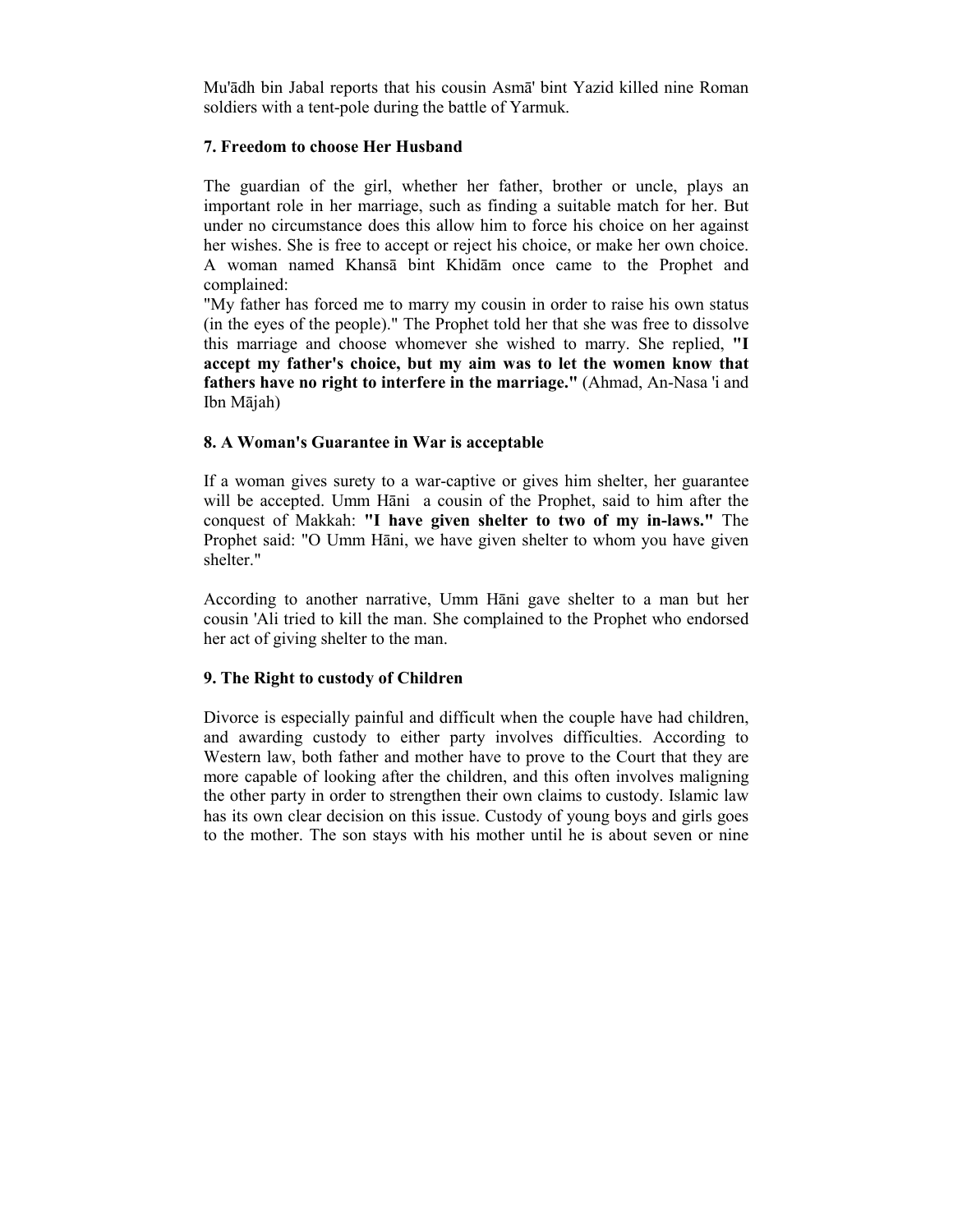Mu'ādh bin Jabal reports that his cousin Asmā' bint Yazid killed nine Roman soldiers with a tent-pole during the battle of Yarmuk.

### 7. Freedom to choose Her Husband

The guardian of the girl, whether her father, brother or uncle, plays an important role in her marriage, such as finding a suitable match for her. But under no circumstance does this allow him to force his choice on her against her wishes. She is free to accept or reject his choice, or make her own choice. A woman named Khansā bint Khidām once came to the Prophet and complained:

"My father has forced me to marry my cousin in order to raise his own status (in the eyes of the people)." The Prophet told her that she was free to dissolve this marriage and choose whomever she wished to marry. She replied, **"I accept my father's choice, but my aim was to let the women know that fathers have no right to interfere in the marriage."** (Ahmad, An-Nasa 'i and Ibn Mājah)

### 8. A Woman's Guarantee in War is acceptable

If a woman gives surety to a war-captive or gives him shelter, her guarantee will be accepted. Umm Hāni a cousin of the Prophet, said to him after the conquest of Makkah: **"I have given shelter to two of my in-laws."** The Prophet said: "O Umm Hāni, we have given shelter to whom you have given shelter."

According to another narrative, Umm Hāni gave shelter to a man but her cousin 'Ali tried to kill the man. She complained to the Prophet who endorsed her act of giving shelter to the man.

### 9. The Right to custody of Children

Divorce is especially painful and difficult when the couple have had children, and awarding custody to either party involves difficulties. According to Western law, both father and mother have to prove to the Court that they are more capable of looking after the children, and this often involves maligning the other party in order to strengthen their own claims to custody. Islamic law has its own clear decision on this issue. Custody of young boys and girls goes to the mother. The son stays with his mother until he is about seven or nine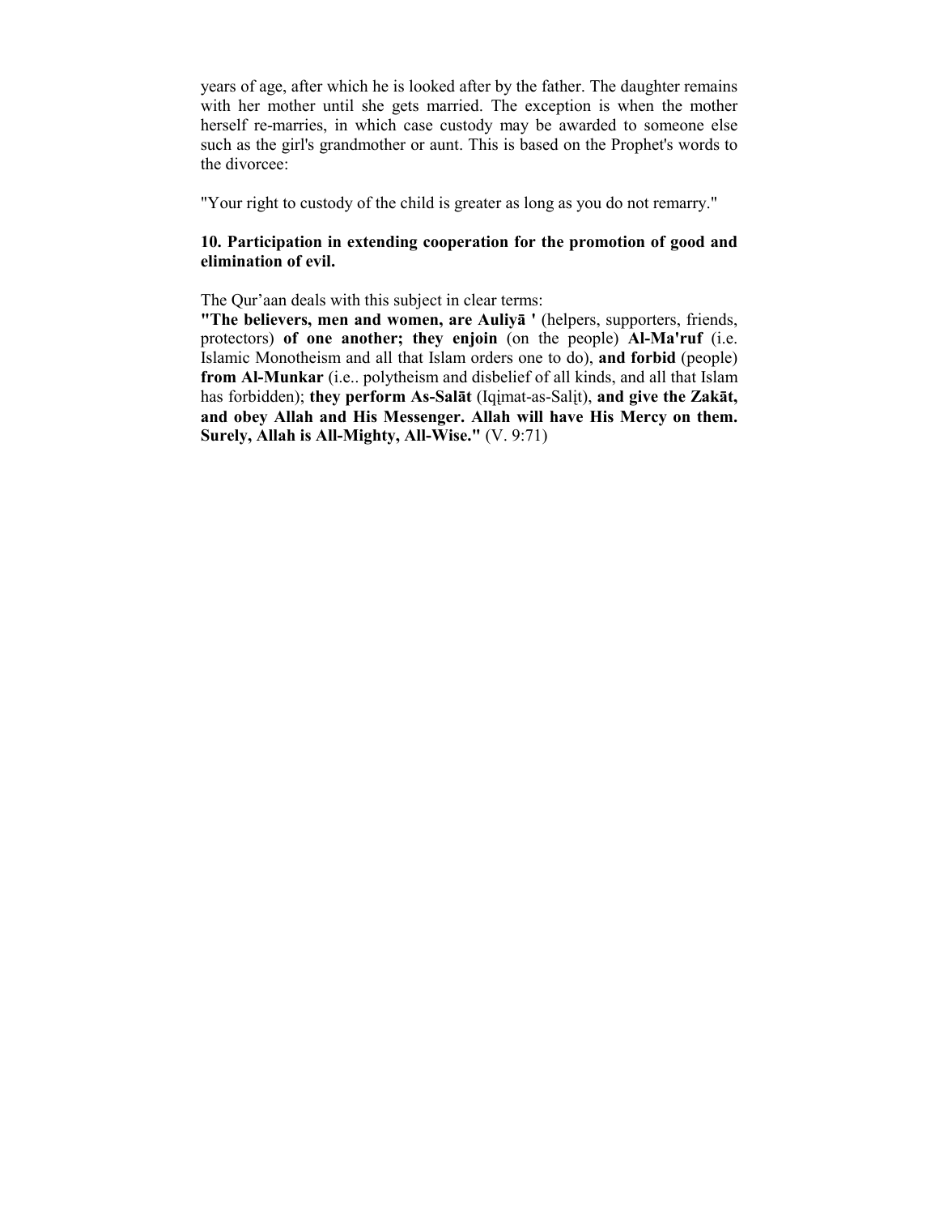years of age, after which he is looked after by the father. The daughter remains with her mother until she gets married. The exception is when the mother herself re-marries, in which case custody may be awarded to someone else such as the girl's grandmother or aunt. This is based on the Prophet's words to the divorcee:

"Your right to custody of the child is greater as long as you do not remarry."

**10. Participation in extending cooperation for the promotion of good and elimination of evil.**

The Qur'aan deals with this subject in clear terms:
**"The believers, men and women, are Auliyā '** (helpers, supporters, friends, protectors) **of one another; they enjoin** (on the people) **Al-Ma'ruf** (i.e. Islamic Monotheism and all that Islam orders one to do), **and forbid** (people) **from Al-Munkar** (i.e.. polytheism and disbelief of all kinds, and all that Islam has forbidden); **they perform As-Salāt** (Iqịmat-as-Salịt), **and give the Zakāt, and obey Allah and His Messenger. Allah will have His Mercy on them. Surely, Allah is All-Mighty, All-Wise."** (V. 9:71)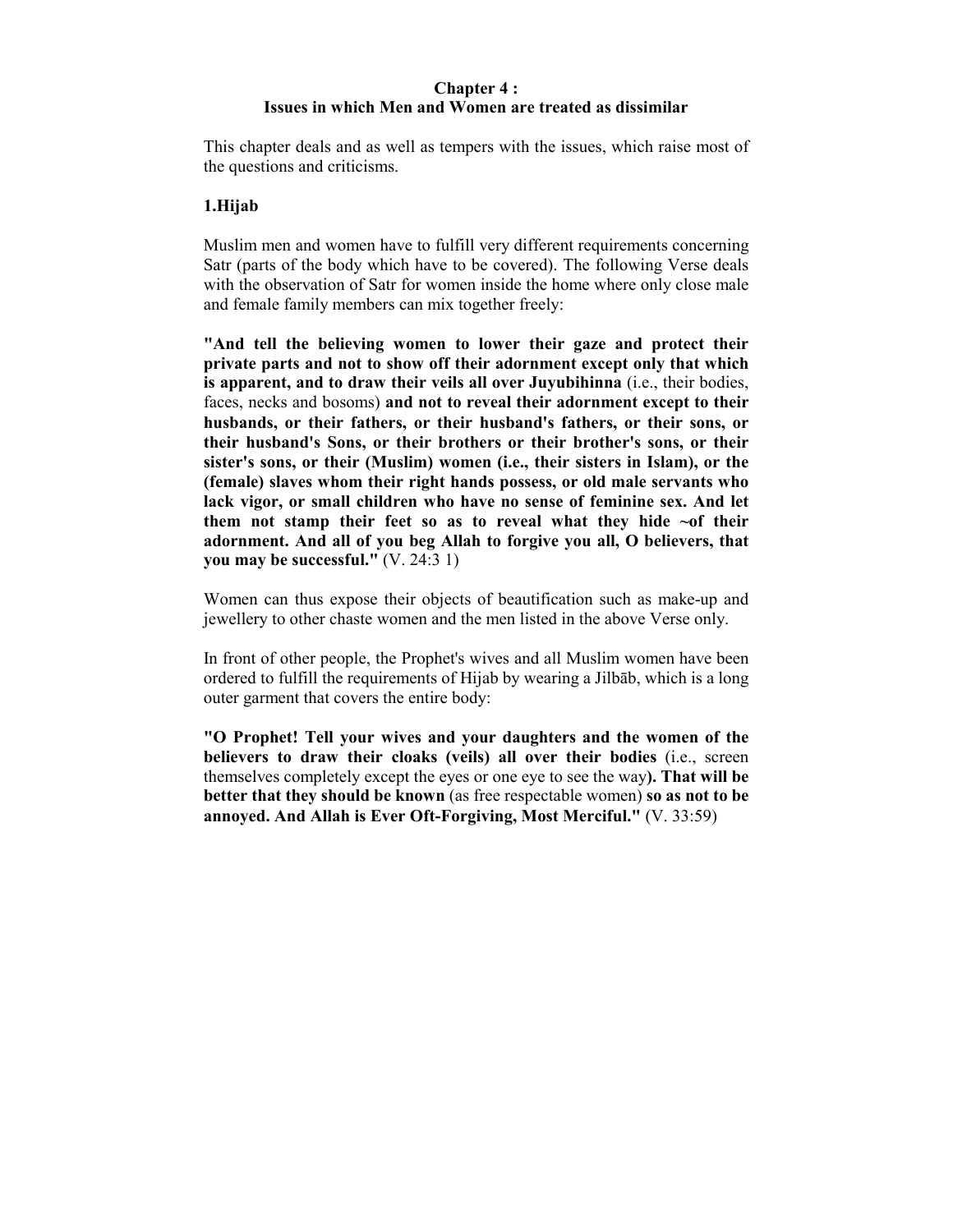## Chapter 4 :
## Issues in which Men and Women are treated as dissimilar

This chapter deals and as well as tempers with the issues, which raise most of the questions and criticisms.

### 1.Hijab

Muslim men and women have to fulfill very different requirements concerning Satr (parts of the body which have to be covered). The following Verse deals with the observation of Satr for women inside the home where only close male and female family members can mix together freely:

**"And tell the believing women to lower their gaze and protect their private parts and not to show off their adornment except only that which is apparent, and to draw their veils all over Juyubihinna** (i.e., their bodies, faces, necks and bosoms) **and not to reveal their adornment except to their husbands, or their fathers, or their husband's fathers, or their sons, or their husband's Sons, or their brothers or their brother's sons, or their sister's sons, or their (Muslim) women (i.e., their sisters in Islam), or the (female) slaves whom their right hands possess, or old male servants who lack vigor, or small children who have no sense of feminine sex. And let them not stamp their feet so as to reveal what they hide ~of their adornment. And all of you beg Allah to forgive you all, O believers, that you may be successful."** (V. 24:3 1)

Women can thus expose their objects of beautification such as make-up and jewellery to other chaste women and the men listed in the above Verse only.

In front of other people, the Prophet's wives and all Muslim women have been ordered to fulfill the requirements of Hijab by wearing a Jilbāb, which is a long outer garment that covers the entire body:

**"O Prophet! Tell your wives and your daughters and the women of the believers to draw their cloaks (veils) all over their bodies** (i.e., screen themselves completely except the eyes or one eye to see the way**). That will be better that they should be known** (as free respectable women) **so as not to be annoyed. And Allah is Ever Oft-Forgiving, Most Merciful."** (V. 33:59)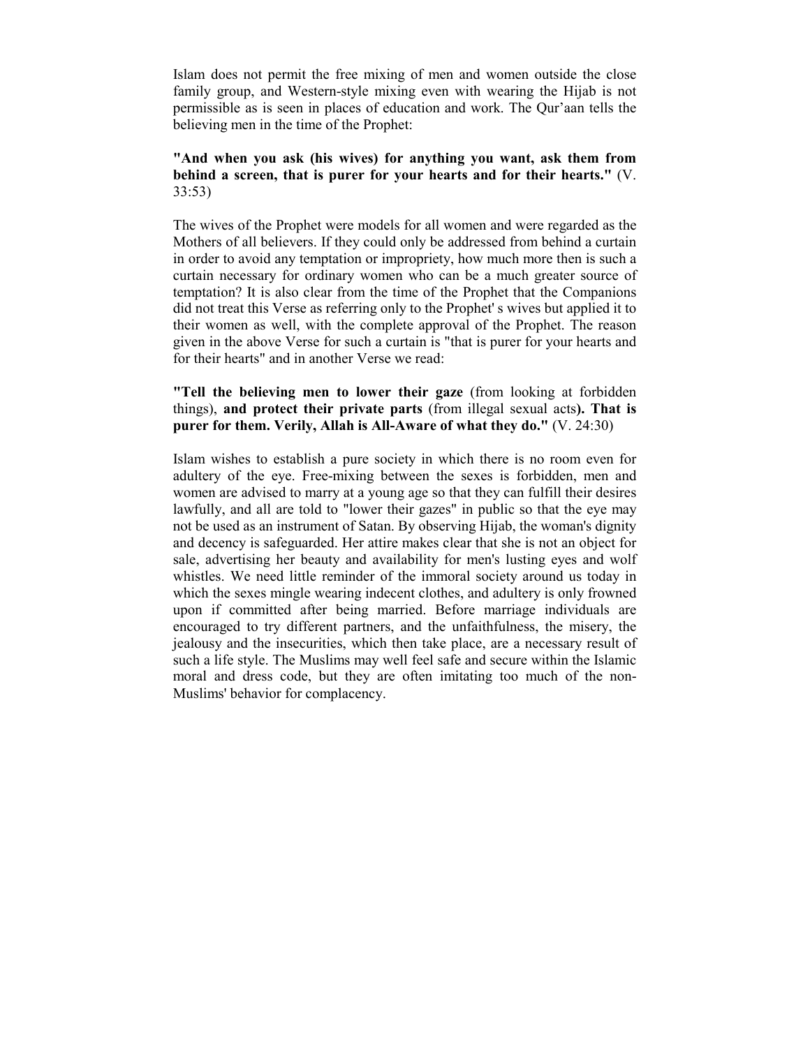Islam does not permit the free mixing of men and women outside the close family group, and Western-style mixing even with wearing the Hijab is not permissible as is seen in places of education and work. The Qur'aan tells the believing men in the time of the Prophet:

**"And when you ask (his wives) for anything you want, ask them from behind a screen, that is purer for your hearts and for their hearts."** (V. 33:53)

The wives of the Prophet were models for all women and were regarded as the Mothers of all believers. If they could only be addressed from behind a curtain in order to avoid any temptation or impropriety, how much more then is such a curtain necessary for ordinary women who can be a much greater source of temptation? It is also clear from the time of the Prophet that the Companions did not treat this Verse as referring only to the Prophet' s wives but applied it to their women as well, with the complete approval of the Prophet. The reason given in the above Verse for such a curtain is "that is purer for your hearts and for their hearts" and in another Verse we read:

**"Tell the believing men to lower their gaze** (from looking at forbidden things), **and protect their private parts** (from illegal sexual acts**). That is purer for them. Verily, Allah is All-Aware of what they do."** (V. 24:30)

Islam wishes to establish a pure society in which there is no room even for adultery of the eye. Free-mixing between the sexes is forbidden, men and women are advised to marry at a young age so that they can fulfill their desires lawfully, and all are told to "lower their gazes" in public so that the eye may not be used as an instrument of Satan. By observing Hijab, the woman's dignity and decency is safeguarded. Her attire makes clear that she is not an object for sale, advertising her beauty and availability for men's lusting eyes and wolf whistles. We need little reminder of the immoral society around us today in which the sexes mingle wearing indecent clothes, and adultery is only frowned upon if committed after being married. Before marriage individuals are encouraged to try different partners, and the unfaithfulness, the misery, the jealousy and the insecurities, which then take place, are a necessary result of such a life style. The Muslims may well feel safe and secure within the Islamic moral and dress code, but they are often imitating too much of the non-Muslims' behavior for complacency.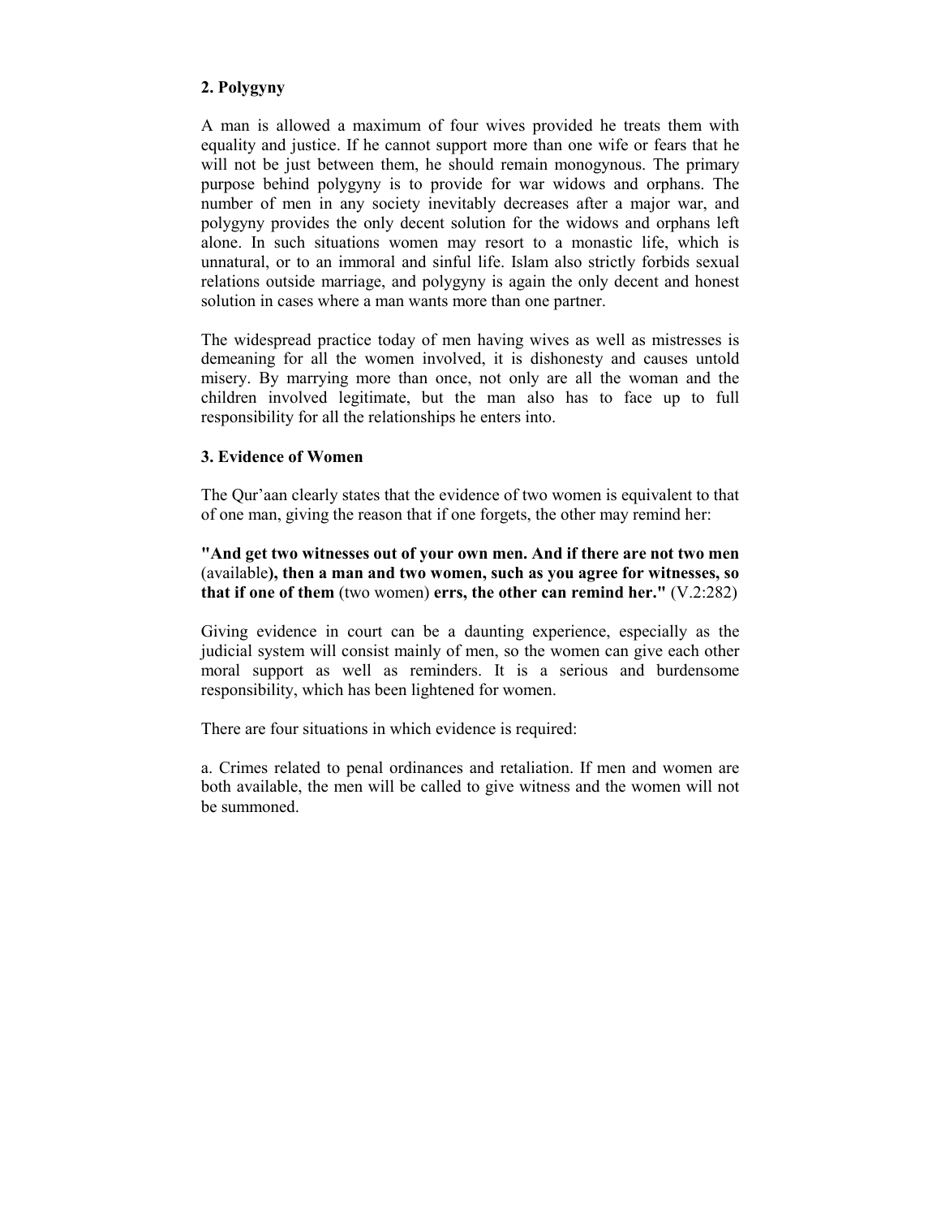### 2. Polygyny

A man is allowed a maximum of four wives provided he treats them with equality and justice. If he cannot support more than one wife or fears that he will not be just between them, he should remain monogynous. The primary purpose behind polygyny is to provide for war widows and orphans. The number of men in any society inevitably decreases after a major war, and polygyny provides the only decent solution for the widows and orphans left alone. In such situations women may resort to a monastic life, which is unnatural, or to an immoral and sinful life. Islam also strictly forbids sexual relations outside marriage, and polygyny is again the only decent and honest solution in cases where a man wants more than one partner.

The widespread practice today of men having wives as well as mistresses is demeaning for all the women involved, it is dishonesty and causes untold misery. By marrying more than once, not only are all the woman and the children involved legitimate, but the man also has to face up to full responsibility for all the relationships he enters into.

### 3. Evidence of Women

The Qur'aan clearly states that the evidence of two women is equivalent to that of one man, giving the reason that if one forgets, the other may remind her:

**"And get two witnesses out of your own men. And if there are not two men** (available**), then a man and two women, such as you agree for witnesses, so that if one of them** (two women) **errs, the other can remind her."** (V.2:282)

Giving evidence in court can be a daunting experience, especially as the judicial system will consist mainly of men, so the women can give each other moral support as well as reminders. It is a serious and burdensome responsibility, which has been lightened for women.

There are four situations in which evidence is required:

a. Crimes related to penal ordinances and retaliation. If men and women are both available, the men will be called to give witness and the women will not be summoned.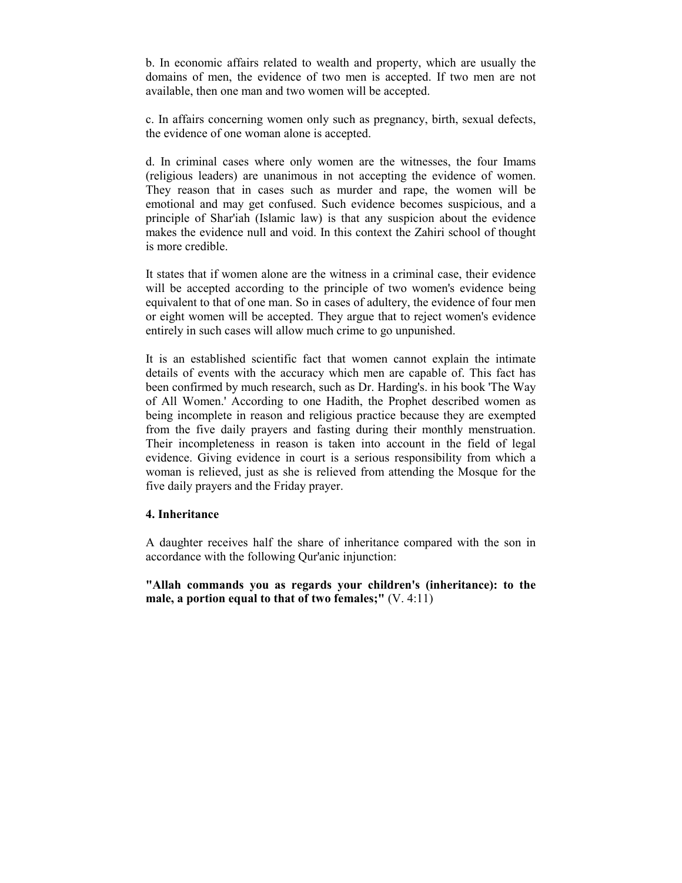b. In economic affairs related to wealth and property, which are usually the domains of men, the evidence of two men is accepted. If two men are not available, then one man and two women will be accepted.

c. In affairs concerning women only such as pregnancy, birth, sexual defects, the evidence of one woman alone is accepted.

d. In criminal cases where only women are the witnesses, the four Imams (religious leaders) are unanimous in not accepting the evidence of women. They reason that in cases such as murder and rape, the women will be emotional and may get confused. Such evidence becomes suspicious, and a principle of Shar'iah (Islamic law) is that any suspicion about the evidence makes the evidence null and void. In this context the Zahiri school of thought is more credible.

It states that if women alone are the witness in a criminal case, their evidence will be accepted according to the principle of two women's evidence being equivalent to that of one man. So in cases of adultery, the evidence of four men or eight women will be accepted. They argue that to reject women's evidence entirely in such cases will allow much crime to go unpunished.

It is an established scientific fact that women cannot explain the intimate details of events with the accuracy which men are capable of. This fact has been confirmed by much research, such as Dr. Harding's. in his book 'The Way of All Women.' According to one Hadith, the Prophet described women as being incomplete in reason and religious practice because they are exempted from the five daily prayers and fasting during their monthly menstruation. Their incompleteness in reason is taken into account in the field of legal evidence. Giving evidence in court is a serious responsibility from which a woman is relieved, just as she is relieved from attending the Mosque for the five daily prayers and the Friday prayer.

**4. Inheritance**

A daughter receives half the share of inheritance compared with the son in accordance with the following Qur'anic injunction:

**"Allah commands you as regards your children's (inheritance): to the male, a portion equal to that of two females;"** (V. 4:11)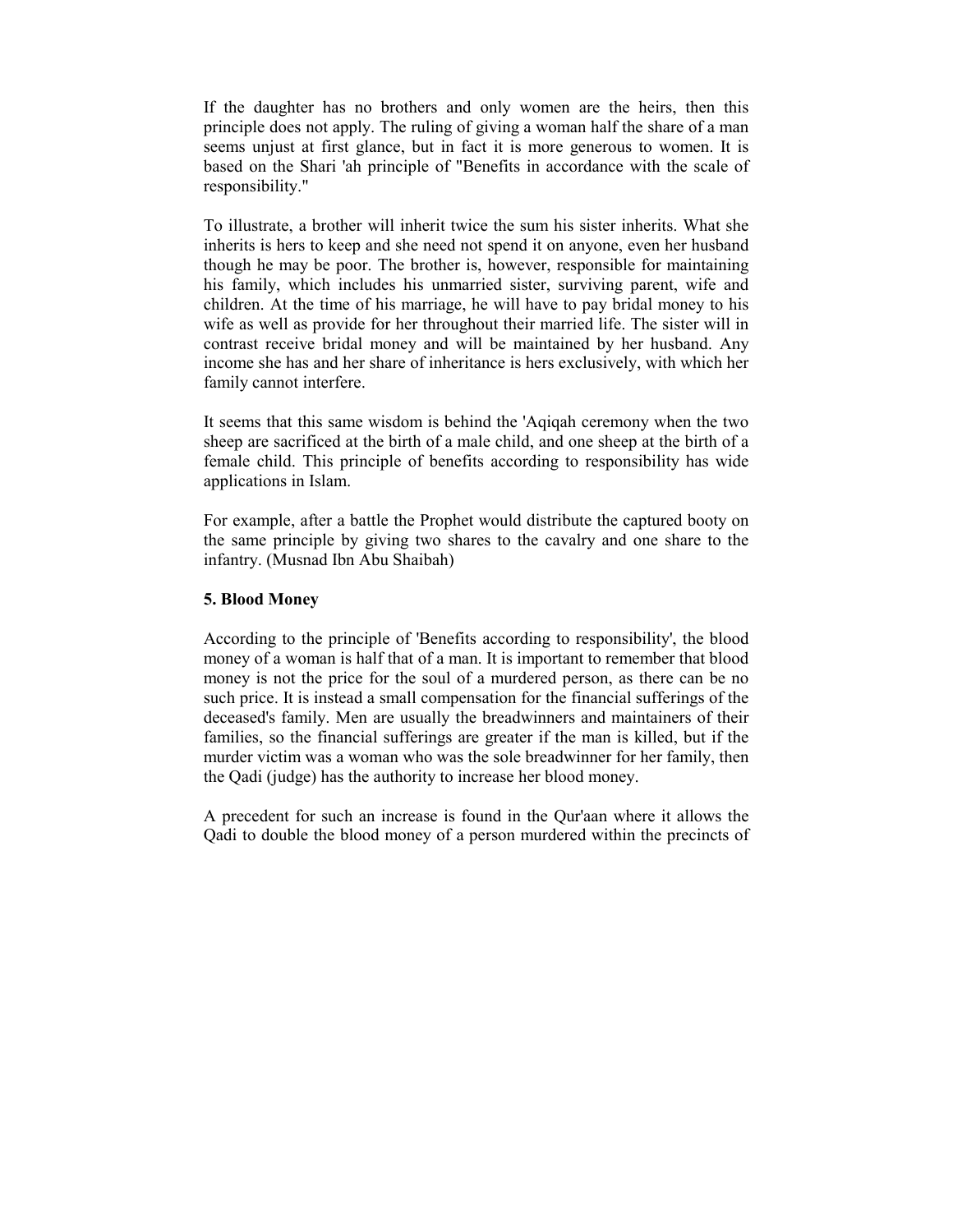If the daughter has no brothers and only women are the heirs, then this principle does not apply. The ruling of giving a woman half the share of a man seems unjust at first glance, but in fact it is more generous to women. It is based on the Shari 'ah principle of "Benefits in accordance with the scale of responsibility."

To illustrate, a brother will inherit twice the sum his sister inherits. What she inherits is hers to keep and she need not spend it on anyone, even her husband though he may be poor. The brother is, however, responsible for maintaining his family, which includes his unmarried sister, surviving parent, wife and children. At the time of his marriage, he will have to pay bridal money to his wife as well as provide for her throughout their married life. The sister will in contrast receive bridal money and will be maintained by her husband. Any income she has and her share of inheritance is hers exclusively, with which her family cannot interfere.

It seems that this same wisdom is behind the 'Aqiqah ceremony when the two sheep are sacrificed at the birth of a male child, and one sheep at the birth of a female child. This principle of benefits according to responsibility has wide applications in Islam.

For example, after a battle the Prophet would distribute the captured booty on the same principle by giving two shares to the cavalry and one share to the infantry. (Musnad Ibn Abu Shaibah)

**5. Blood Money**

According to the principle of 'Benefits according to responsibility', the blood money of a woman is half that of a man. It is important to remember that blood money is not the price for the soul of a murdered person, as there can be no such price. It is instead a small compensation for the financial sufferings of the deceased's family. Men are usually the breadwinners and maintainers of their families, so the financial sufferings are greater if the man is killed, but if the murder victim was a woman who was the sole breadwinner for her family, then the Qadi (judge) has the authority to increase her blood money.

A precedent for such an increase is found in the Qur'aan where it allows the Qadi to double the blood money of a person murdered within the precincts of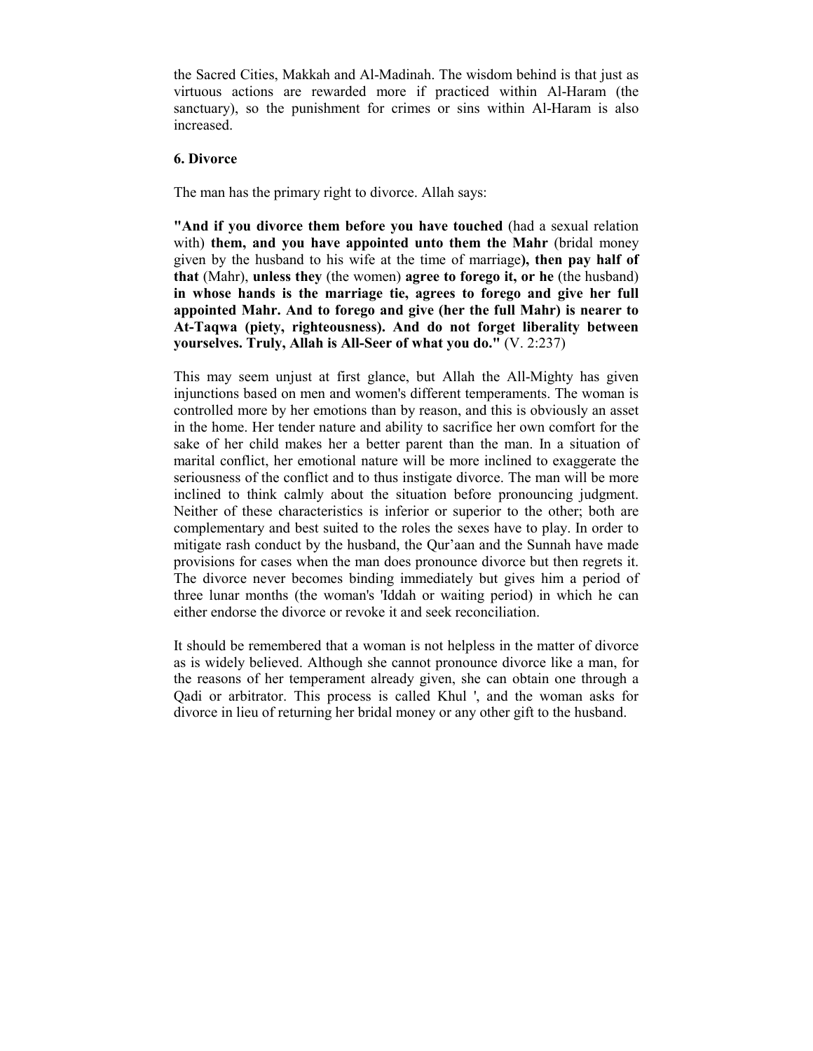the Sacred Cities, Makkah and Al-Madinah. The wisdom behind is that just as virtuous actions are rewarded more if practiced within Al-Haram (the sanctuary), so the punishment for crimes or sins within Al-Haram is also increased.

**6. Divorce**

The man has the primary right to divorce. Allah says:

**"And if you divorce them before you have touched** (had a sexual relation with) **them, and you have appointed unto them the Mahr** (bridal money given by the husband to his wife at the time of marriage**), then pay half of that** (Mahr), **unless they** (the women) **agree to forego it, or he** (the husband) **in whose hands is the marriage tie, agrees to forego and give her full appointed Mahr. And to forego and give (her the full Mahr) is nearer to At-Taqwa (piety, righteousness). And do not forget liberality between yourselves. Truly, Allah is All-Seer of what you do."** (V. 2:237)

This may seem unjust at first glance, but Allah the All-Mighty has given injunctions based on men and women's different temperaments. The woman is controlled more by her emotions than by reason, and this is obviously an asset in the home. Her tender nature and ability to sacrifice her own comfort for the sake of her child makes her a better parent than the man. In a situation of marital conflict, her emotional nature will be more inclined to exaggerate the seriousness of the conflict and to thus instigate divorce. The man will be more inclined to think calmly about the situation before pronouncing judgment. Neither of these characteristics is inferior or superior to the other; both are complementary and best suited to the roles the sexes have to play. In order to mitigate rash conduct by the husband, the Qur'aan and the Sunnah have made provisions for cases when the man does pronounce divorce but then regrets it. The divorce never becomes binding immediately but gives him a period of three lunar months (the woman's 'Iddah or waiting period) in which he can either endorse the divorce or revoke it and seek reconciliation.

It should be remembered that a woman is not helpless in the matter of divorce as is widely believed. Although she cannot pronounce divorce like a man, for the reasons of her temperament already given, she can obtain one through a Qadi or arbitrator. This process is called Khul ', and the woman asks for divorce in lieu of returning her bridal money or any other gift to the husband.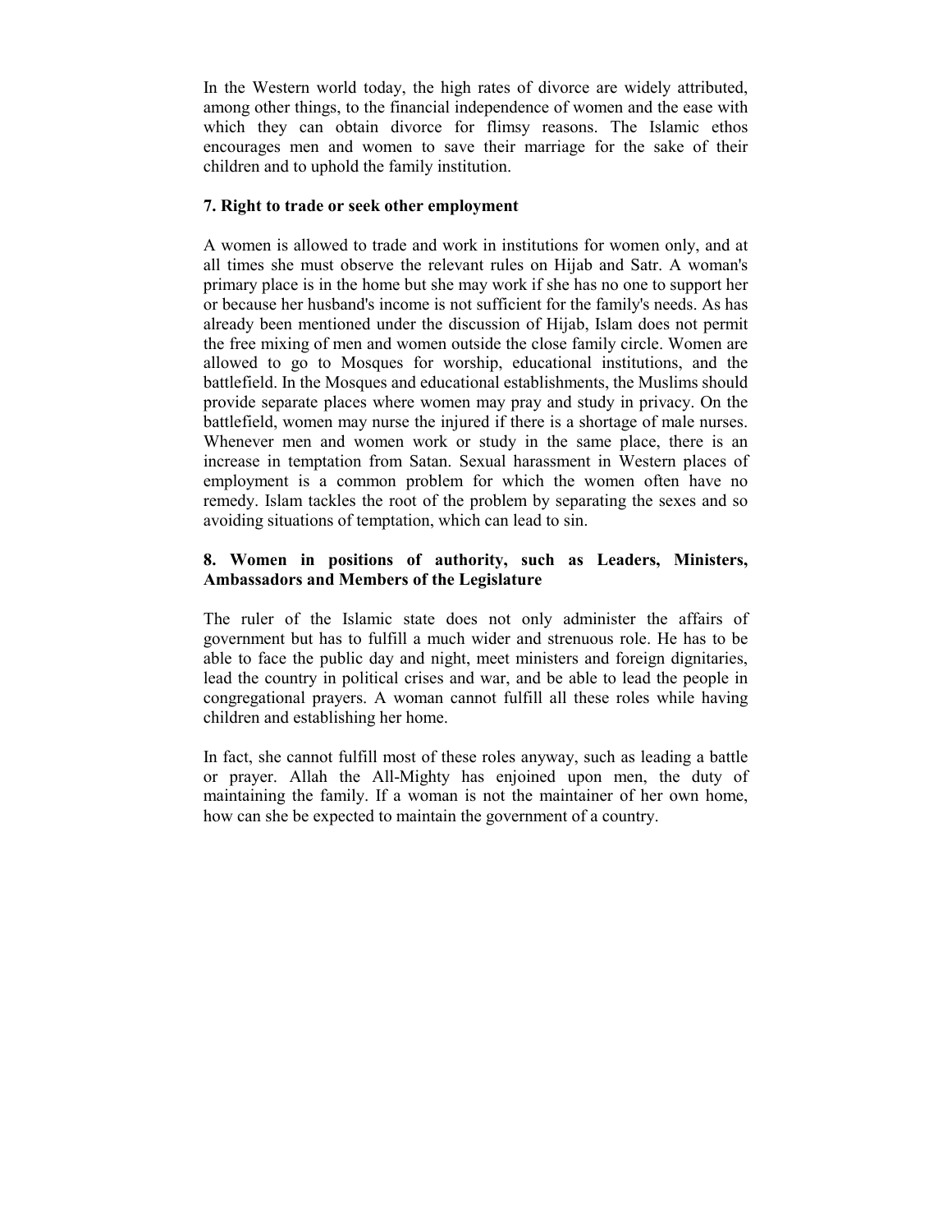In the Western world today, the high rates of divorce are widely attributed, among other things, to the financial independence of women and the ease with which they can obtain divorce for flimsy reasons. The Islamic ethos encourages men and women to save their marriage for the sake of their children and to uphold the family institution.

**7. Right to trade or seek other employment**

A women is allowed to trade and work in institutions for women only, and at all times she must observe the relevant rules on Hijab and Satr. A woman's primary place is in the home but she may work if she has no one to support her or because her husband's income is not sufficient for the family's needs. As has already been mentioned under the discussion of Hijab, Islam does not permit the free mixing of men and women outside the close family circle. Women are allowed to go to Mosques for worship, educational institutions, and the battlefield. In the Mosques and educational establishments, the Muslims should provide separate places where women may pray and study in privacy. On the battlefield, women may nurse the injured if there is a shortage of male nurses. Whenever men and women work or study in the same place, there is an increase in temptation from Satan. Sexual harassment in Western places of employment is a common problem for which the women often have no remedy. Islam tackles the root of the problem by separating the sexes and so avoiding situations of temptation, which can lead to sin.

**8. Women in positions of authority, such as Leaders, Ministers, Ambassadors and Members of the Legislature**

The ruler of the Islamic state does not only administer the affairs of government but has to fulfill a much wider and strenuous role. He has to be able to face the public day and night, meet ministers and foreign dignitaries, lead the country in political crises and war, and be able to lead the people in congregational prayers. A woman cannot fulfill all these roles while having children and establishing her home.

In fact, she cannot fulfill most of these roles anyway, such as leading a battle or prayer. Allah the All-Mighty has enjoined upon men, the duty of maintaining the family. If a woman is not the maintainer of her own home, how can she be expected to maintain the government of a country.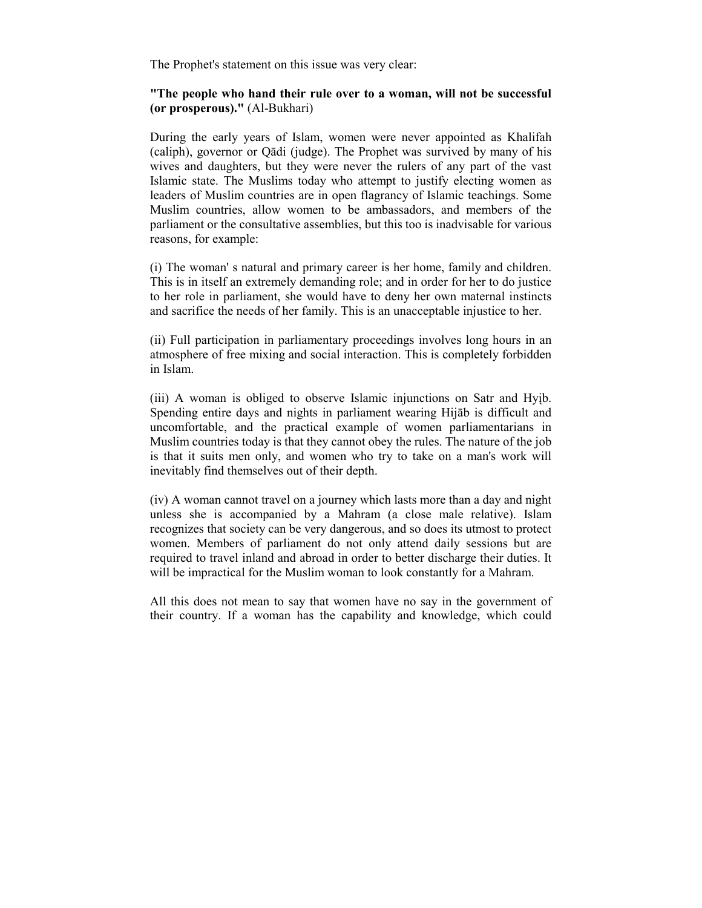The Prophet's statement on this issue was very clear:

**"The people who hand their rule over to a woman, will not be successful (or prosperous)."** (Al-Bukhari)

During the early years of Islam, women were never appointed as Khalifah (caliph), governor or Qādi (judge). The Prophet was survived by many of his wives and daughters, but they were never the rulers of any part of the vast Islamic state. The Muslims today who attempt to justify electing women as leaders of Muslim countries are in open flagrancy of Islamic teachings. Some Muslim countries, allow women to be ambassadors, and members of the parliament or the consultative assemblies, but this too is inadvisable for various reasons, for example:

(i) The woman' s natural and primary career is her home, family and children. This is in itself an extremely demanding role; and in order for her to do justice to her role in parliament, she would have to deny her own maternal instincts and sacrifice the needs of her family. This is an unacceptable injustice to her.

(ii) Full participation in parliamentary proceedings involves long hours in an atmosphere of free mixing and social interaction. This is completely forbidden in Islam.

(iii) A woman is obliged to observe Islamic injunctions on Satr and Hyịb. Spending entire days and nights in parliament wearing Hijāb is difficult and uncomfortable, and the practical example of women parliamentarians in Muslim countries today is that they cannot obey the rules. The nature of the job is that it suits men only, and women who try to take on a man's work will inevitably find themselves out of their depth.

(iv) A woman cannot travel on a journey which lasts more than a day and night unless she is accompanied by a Mahram (a close male relative). Islam recognizes that society can be very dangerous, and so does its utmost to protect women. Members of parliament do not only attend daily sessions but are required to travel inland and abroad in order to better discharge their duties. It will be impractical for the Muslim woman to look constantly for a Mahram.

All this does not mean to say that women have no say in the government of their country. If a woman has the capability and knowledge, which could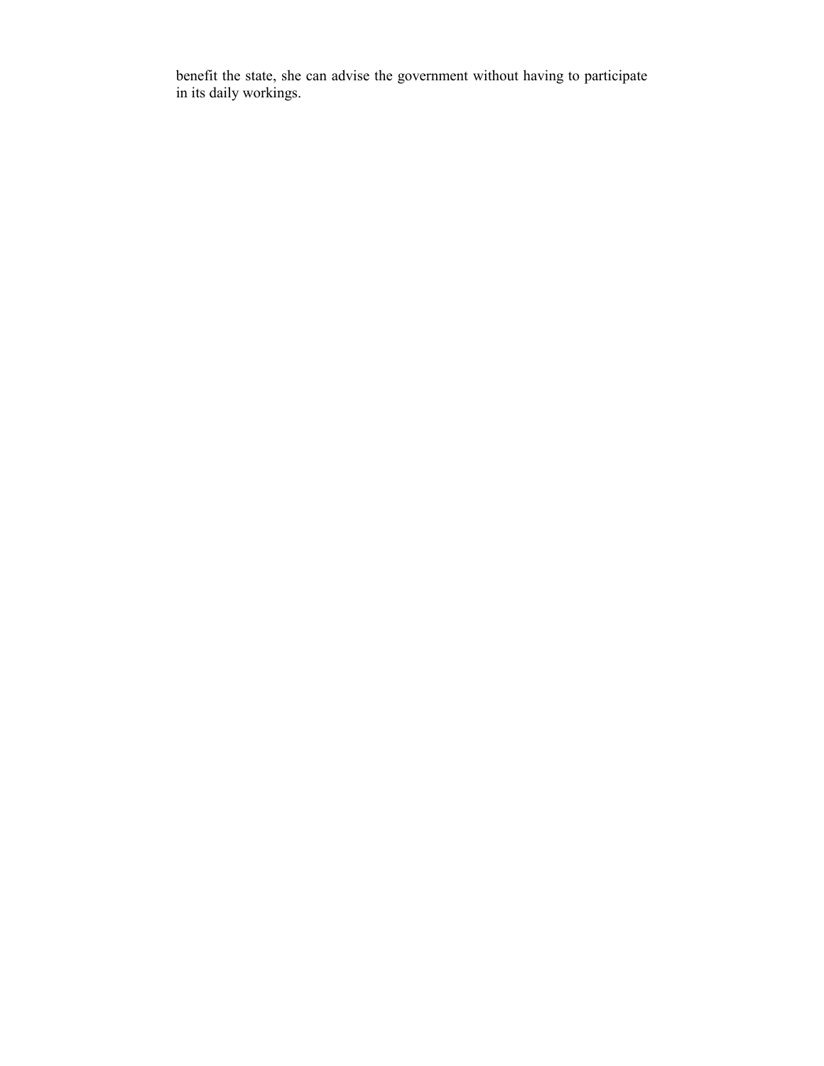benefit the state, she can advise the government without having to participate in its daily workings.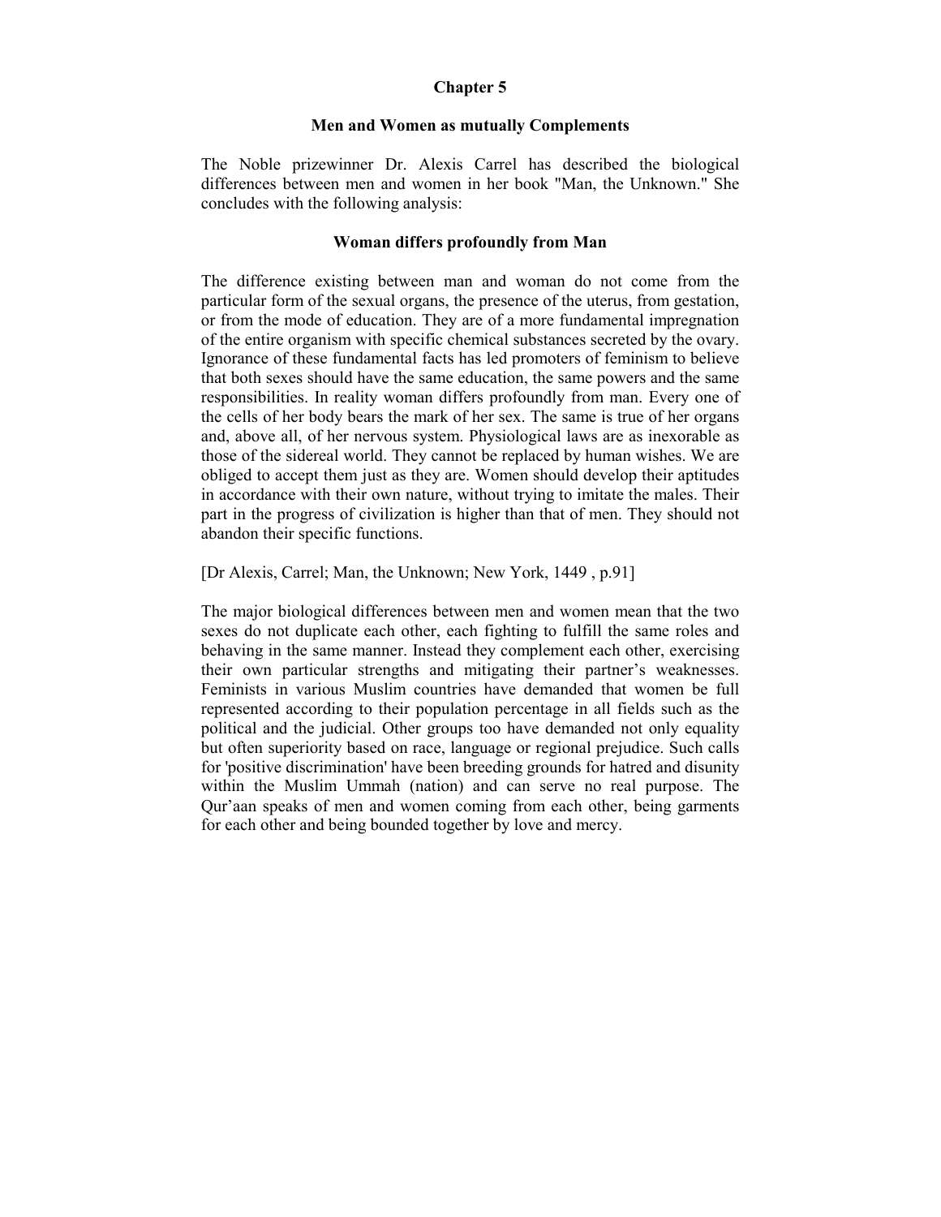## Chapter 5

### Men and Women as mutually Complements

The Noble prizewinner Dr. Alexis Carrel has described the biological differences between men and women in her book "Man, the Unknown." She concludes with the following analysis:

#### Woman differs profoundly from Man

The difference existing between man and woman do not come from the particular form of the sexual organs, the presence of the uterus, from gestation, or from the mode of education. They are of a more fundamental impregnation of the entire organism with specific chemical substances secreted by the ovary. Ignorance of these fundamental facts has led promoters of feminism to believe that both sexes should have the same education, the same powers and the same responsibilities. In reality woman differs profoundly from man. Every one of the cells of her body bears the mark of her sex. The same is true of her organs and, above all, of her nervous system. Physiological laws are as inexorable as those of the sidereal world. They cannot be replaced by human wishes. We are obliged to accept them just as they are. Women should develop their aptitudes in accordance with their own nature, without trying to imitate the males. Their part in the progress of civilization is higher than that of men. They should not abandon their specific functions.

[Dr Alexis, Carrel; Man, the Unknown; New York, 1449 , p.91]

The major biological differences between men and women mean that the two sexes do not duplicate each other, each fighting to fulfill the same roles and behaving in the same manner. Instead they complement each other, exercising their own particular strengths and mitigating their partner's weaknesses. Feminists in various Muslim countries have demanded that women be full represented according to their population percentage in all fields such as the political and the judicial. Other groups too have demanded not only equality but often superiority based on race, language or regional prejudice. Such calls for 'positive discrimination' have been breeding grounds for hatred and disunity within the Muslim Ummah (nation) and can serve no real purpose. The Qur'aan speaks of men and women coming from each other, being garments for each other and being bounded together by love and mercy.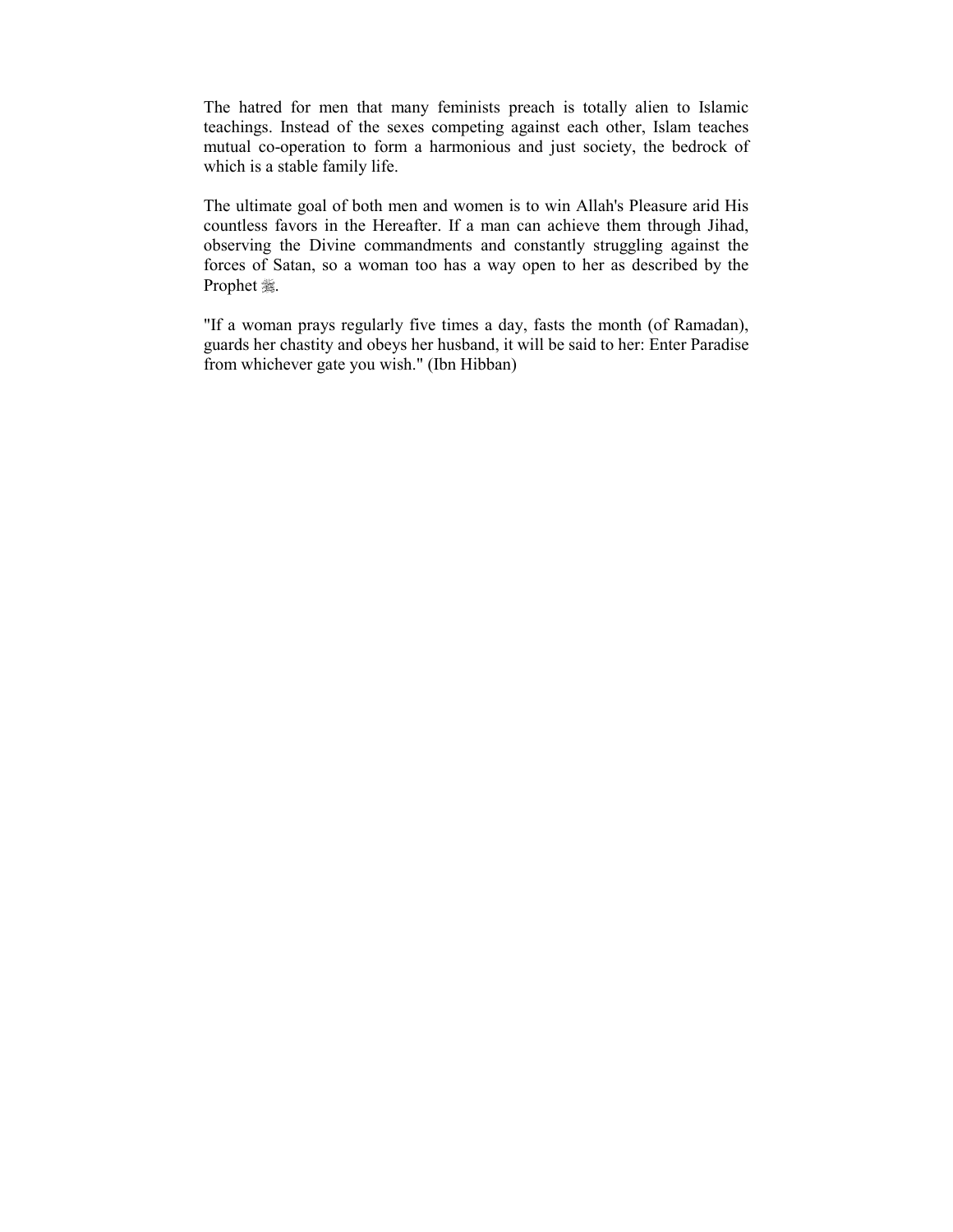The hatred for men that many feminists preach is totally alien to Islamic teachings. Instead of the sexes competing against each other, Islam teaches mutual co-operation to form a harmonious and just society, the bedrock of which is a stable family life.

The ultimate goal of both men and women is to win Allah's Pleasure arid His countless favors in the Hereafter. If a man can achieve them through Jihad, observing the Divine commandments and constantly struggling against the forces of Satan, so a woman too has a way open to her as described by the Prophet ﷺ.

"If a woman prays regularly five times a day, fasts the month (of Ramadan), guards her chastity and obeys her husband, it will be said to her: Enter Paradise from whichever gate you wish." (Ibn Hibban)